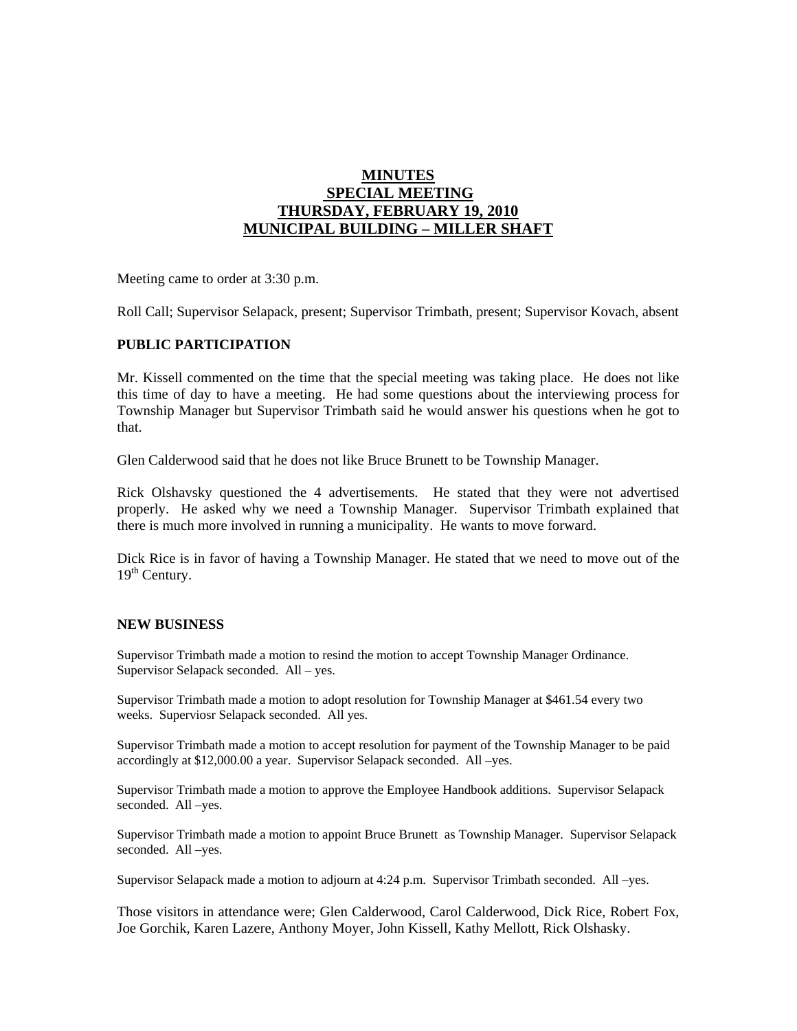# MINUTES
## SPECIAL MEETING
## THURSDAY, FEBRUARY 19, 2010
## MUNICIPAL BUILDING – MILLER SHAFT

Meeting came to order at 3:30 p.m.

Roll Call; Supervisor Selapack, present; Supervisor Trimbath, present; Supervisor Kovach, absent

### PUBLIC PARTICIPATION

Mr. Kissell commented on the time that the special meeting was taking place. He does not like this time of day to have a meeting. He had some questions about the interviewing process for Township Manager but Supervisor Trimbath said he would answer his questions when he got to that.

Glen Calderwood said that he does not like Bruce Brunett to be Township Manager.

Rick Olshavsky questioned the 4 advertisements. He stated that they were not advertised properly. He asked why we need a Township Manager. Supervisor Trimbath explained that there is much more involved in running a municipality. He wants to move forward.

Dick Rice is in favor of having a Township Manager. He stated that we need to move out of the 19th Century.

### NEW BUSINESS

Supervisor Trimbath made a motion to resind the motion to accept Township Manager Ordinance. Supervisor Selapack seconded. All – yes.

Supervisor Trimbath made a motion to adopt resolution for Township Manager at $461.54 every two weeks. Superviosr Selapack seconded. All yes.

Supervisor Trimbath made a motion to accept resolution for payment of the Township Manager to be paid accordingly at $12,000.00 a year. Supervisor Selapack seconded. All –yes.

Supervisor Trimbath made a motion to approve the Employee Handbook additions. Supervisor Selapack seconded. All –yes.

Supervisor Trimbath made a motion to appoint Bruce Brunett as Township Manager. Supervisor Selapack seconded. All –yes.

Supervisor Selapack made a motion to adjourn at 4:24 p.m. Supervisor Trimbath seconded. All –yes.

Those visitors in attendance were; Glen Calderwood, Carol Calderwood, Dick Rice, Robert Fox, Joe Gorchik, Karen Lazere, Anthony Moyer, John Kissell, Kathy Mellott, Rick Olshasky.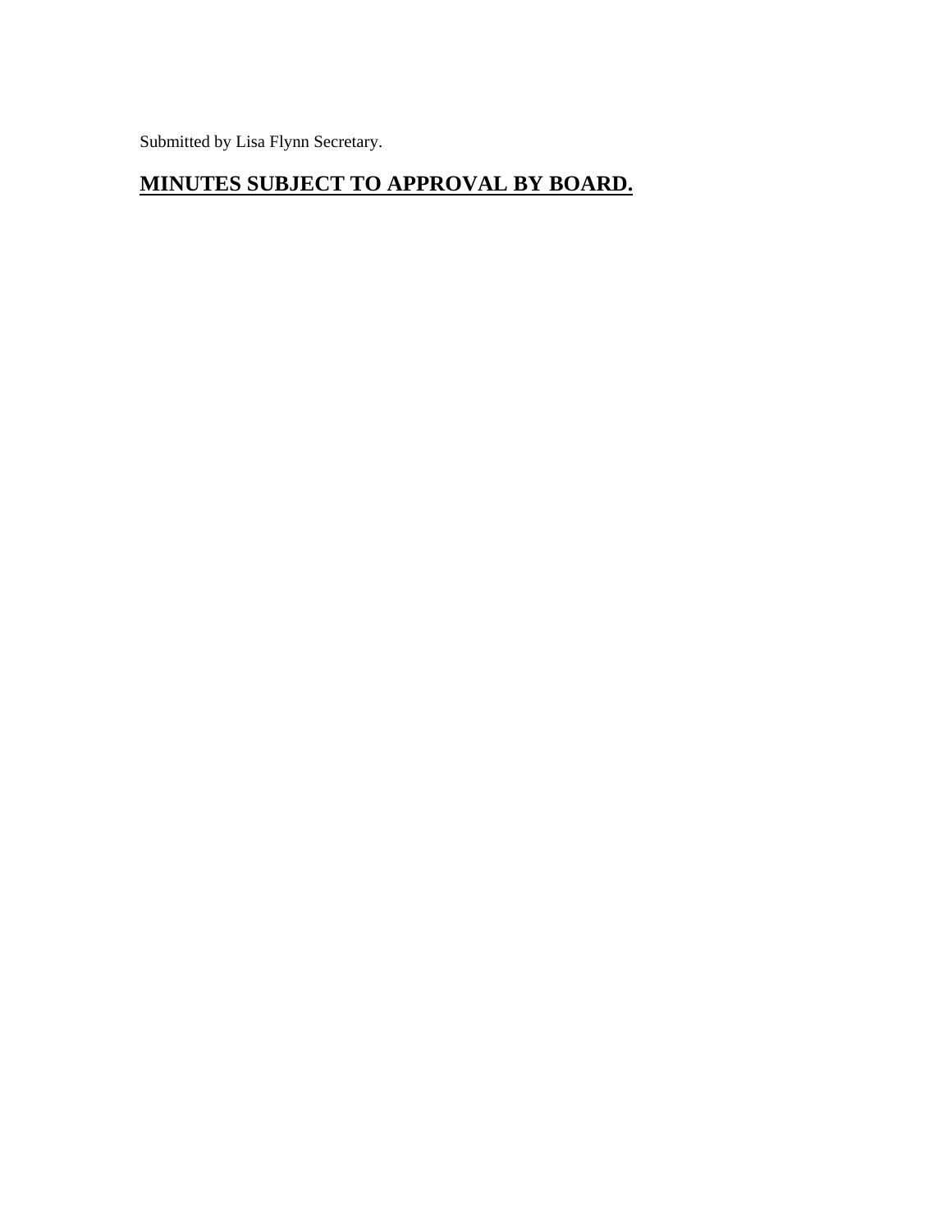Submitted by Lisa Flynn Secretary.

**<u>MINUTES SUBJECT TO APPROVAL BY BOARD.</u>**